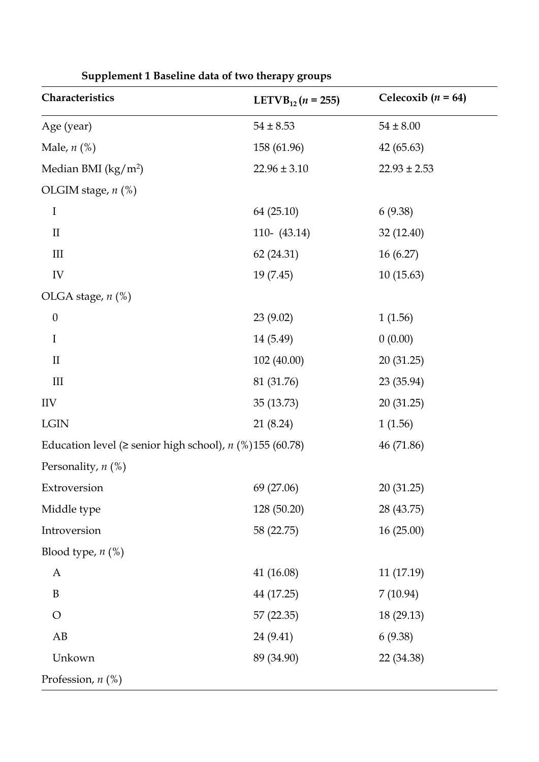**Supplement 1 Baseline data of two therapy groups**

| Characteristics | LETVB$_{12}$ (*n* = 255) | Celecoxib (*n* = 64) |
|---|---|---|
| Age (year) | 54 ± 8.53 | 54 ± 8.00 |
| Male, *n* (%) | 158 (61.96) | 42 (65.63) |
| Median BMI (kg/m$^2$) | 22.96 ± 3.10 | 22.93 ± 2.53 |
| OLGIM stage, *n* (%) | | |
| I | 64 (25.10) | 6 (9.38) |
| II | 110- (43.14) | 32 (12.40) |
| III | 62 (24.31) | 16 (6.27) |
| IV | 19 (7.45) | 10 (15.63) |
| OLGA stage, *n* (%) | | |
| 0 | 23 (9.02) | 1 (1.56) |
| I | 14 (5.49) | 0 (0.00) |
| II | 102 (40.00) | 20 (31.25) |
| III | 81 (31.76) | 23 (35.94) |
| IIV | 35 (13.73) | 20 (31.25) |
| LGIN | 21 (8.24) | 1 (1.56) |
| Education level (≥ senior high school), *n* (%) | 155 (60.78) | 46 (71.86) |
| Personality, *n* (%) | | |
| Extroversion | 69 (27.06) | 20 (31.25) |
| Middle type | 128 (50.20) | 28 (43.75) |
| Introversion | 58 (22.75) | 16 (25.00) |
| Blood type, *n* (%) | | |
| A | 41 (16.08) | 11 (17.19) |
| B | 44 (17.25) | 7 (10.94) |
| O | 57 (22.35) | 18 (29.13) |
| AB | 24 (9.41) | 6 (9.38) |
| Unkown | 89 (34.90) | 22 (34.38) |
| Profession, *n* (%) | | |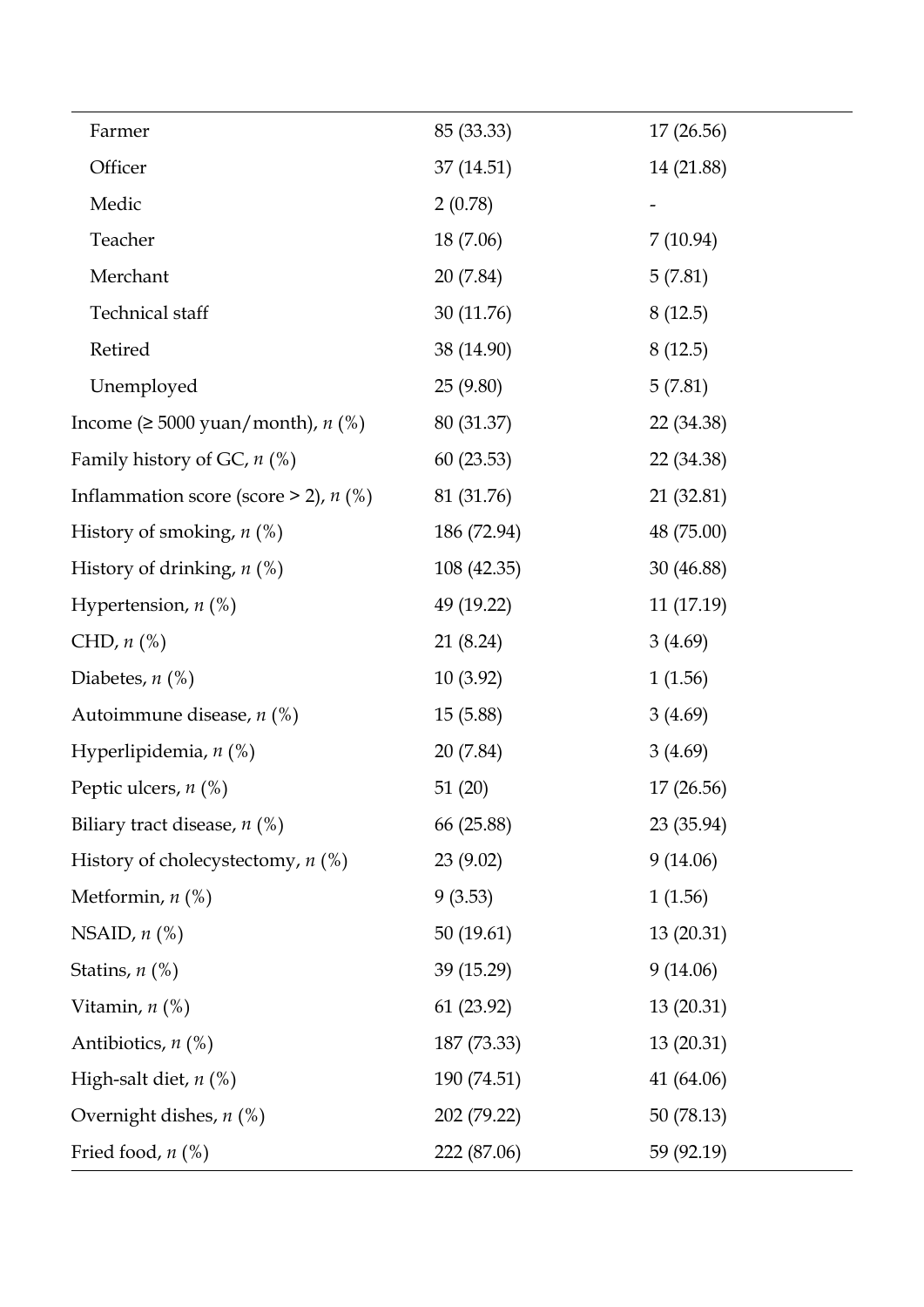| | | |
|---|---|---|
| Farmer | 85 (33.33) | 17 (26.56) |
| Officer | 37 (14.51) | 14 (21.88) |
| Medic | 2 (0.78) | - |
| Teacher | 18 (7.06) | 7 (10.94) |
| Merchant | 20 (7.84) | 5 (7.81) |
| Technical staff | 30 (11.76) | 8 (12.5) |
| Retired | 38 (14.90) | 8 (12.5) |
| Unemployed | 25 (9.80) | 5 (7.81) |
| Income (≥ 5000 yuan/month), *n* (%) | 80 (31.37) | 22 (34.38) |
| Family history of GC, *n* (%) | 60 (23.53) | 22 (34.38) |
| Inflammation score (score > 2), *n* (%) | 81 (31.76) | 21 (32.81) |
| History of smoking, *n* (%) | 186 (72.94) | 48 (75.00) |
| History of drinking, *n* (%) | 108 (42.35) | 30 (46.88) |
| Hypertension, *n* (%) | 49 (19.22) | 11 (17.19) |
| CHD, *n* (%) | 21 (8.24) | 3 (4.69) |
| Diabetes, *n* (%) | 10 (3.92) | 1 (1.56) |
| Autoimmune disease, *n* (%) | 15 (5.88) | 3 (4.69) |
| Hyperlipidemia, *n* (%) | 20 (7.84) | 3 (4.69) |
| Peptic ulcers, *n* (%) | 51 (20) | 17 (26.56) |
| Biliary tract disease, *n* (%) | 66 (25.88) | 23 (35.94) |
| History of cholecystectomy, *n* (%) | 23 (9.02) | 9 (14.06) |
| Metformin, *n* (%) | 9 (3.53) | 1 (1.56) |
| NSAID, *n* (%) | 50 (19.61) | 13 (20.31) |
| Statins, *n* (%) | 39 (15.29) | 9 (14.06) |
| Vitamin, *n* (%) | 61 (23.92) | 13 (20.31) |
| Antibiotics, *n* (%) | 187 (73.33) | 13 (20.31) |
| High-salt diet, *n* (%) | 190 (74.51) | 41 (64.06) |
| Overnight dishes, *n* (%) | 202 (79.22) | 50 (78.13) |
| Fried food, *n* (%) | 222 (87.06) | 59 (92.19) |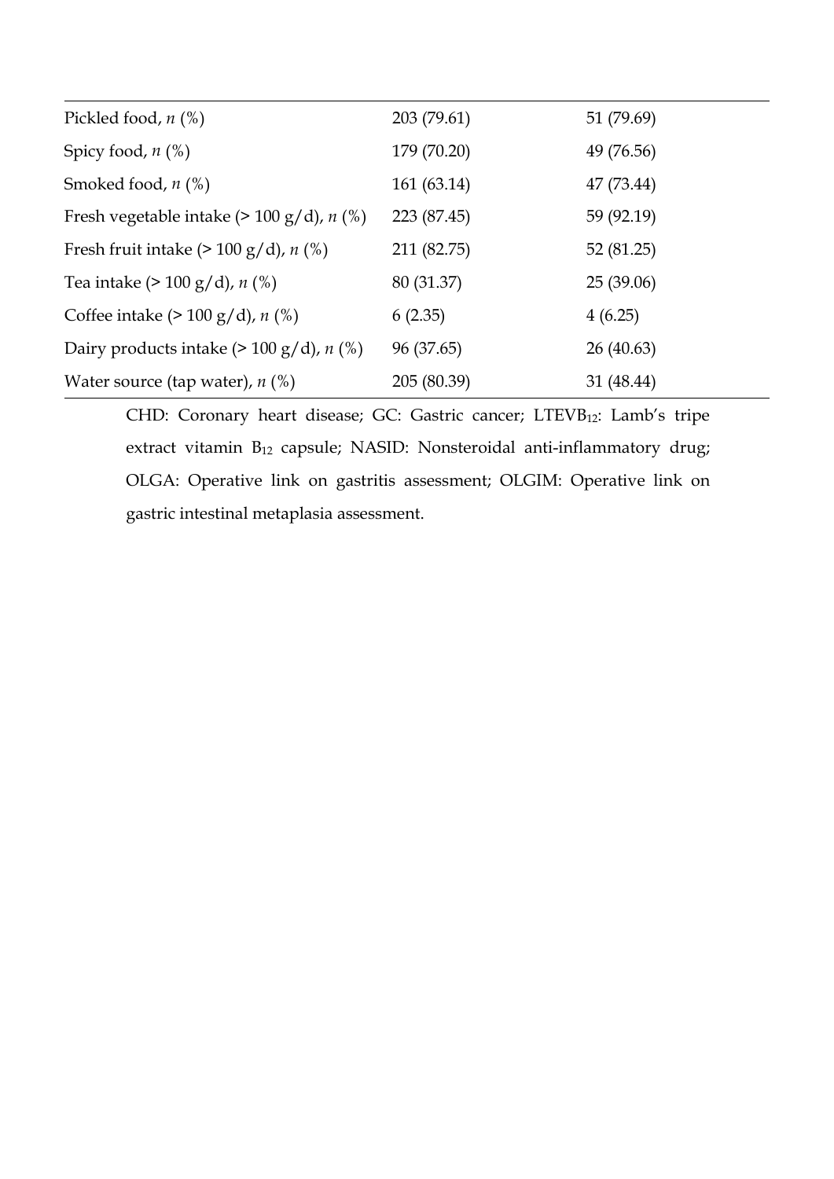| | | |
|---|---|---|
| Pickled food, *n* (%) | 203 (79.61) | 51 (79.69) |
| Spicy food, *n* (%) | 179 (70.20) | 49 (76.56) |
| Smoked food, *n* (%) | 161 (63.14) | 47 (73.44) |
| Fresh vegetable intake (> 100 g/d), *n* (%) | 223 (87.45) | 59 (92.19) |
| Fresh fruit intake (> 100 g/d), *n* (%) | 211 (82.75) | 52 (81.25) |
| Tea intake (> 100 g/d), *n* (%) | 80 (31.37) | 25 (39.06) |
| Coffee intake (> 100 g/d), *n* (%) | 6 (2.35) | 4 (6.25) |
| Dairy products intake (> 100 g/d), *n* (%) | 96 (37.65) | 26 (40.63) |
| Water source (tap water), *n* (%) | 205 (80.39) | 31 (48.44) |

CHD: Coronary heart disease; GC: Gastric cancer; $LTEVB_{12}$: Lamb's tripe extract vitamin $B_{12}$ capsule; NASID: Nonsteroidal anti-inflammatory drug; OLGA: Operative link on gastritis assessment; OLGIM: Operative link on gastric intestinal metaplasia assessment.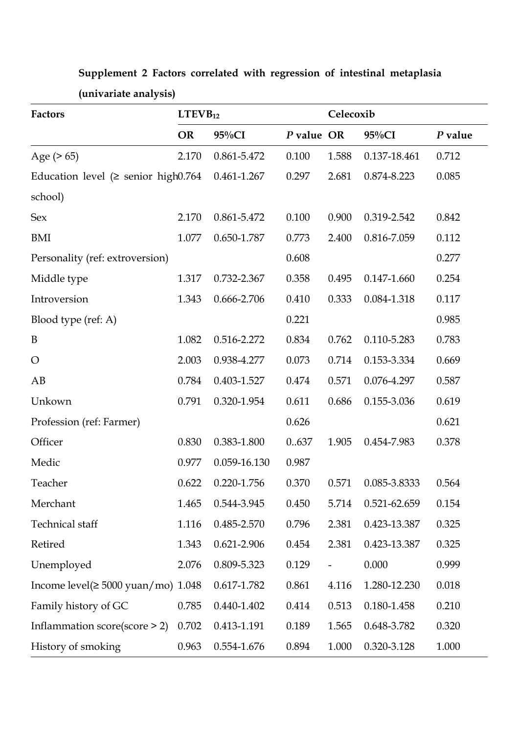**Supplement 2 Factors correlated with regression of intestinal metaplasia (univariate analysis)**

| Factors | $LTEVB_{12}$ | | | Celecoxib | | |
|---|---|---|---|---|---|---|
| | OR | 95%CI | *P* value | OR | 95%CI | *P* value |
| Age (> 65) | 2.170 | 0.861-5.472 | 0.100 | 1.588 | 0.137-18.461 | 0.712 |
| Education level (≥ senior high school) | 0.764 | 0.461-1.267 | 0.297 | 2.681 | 0.874-8.223 | 0.085 |
| Sex | 2.170 | 0.861-5.472 | 0.100 | 0.900 | 0.319-2.542 | 0.842 |
| BMI | 1.077 | 0.650-1.787 | 0.773 | 2.400 | 0.816-7.059 | 0.112 |
| Personality (ref: extroversion) | | | 0.608 | | | 0.277 |
| Middle type | 1.317 | 0.732-2.367 | 0.358 | 0.495 | 0.147-1.660 | 0.254 |
| Introversion | 1.343 | 0.666-2.706 | 0.410 | 0.333 | 0.084-1.318 | 0.117 |
| Blood type (ref: A) | | | 0.221 | | | 0.985 |
| B | 1.082 | 0.516-2.272 | 0.834 | 0.762 | 0.110-5.283 | 0.783 |
| O | 2.003 | 0.938-4.277 | 0.073 | 0.714 | 0.153-3.334 | 0.669 |
| AB | 0.784 | 0.403-1.527 | 0.474 | 0.571 | 0.076-4.297 | 0.587 |
| Unkown | 0.791 | 0.320-1.954 | 0.611 | 0.686 | 0.155-3.036 | 0.619 |
| Profession (ref: Farmer) | | | 0.626 | | | 0.621 |
| Officer | 0.830 | 0.383-1.800 | 0..637 | 1.905 | 0.454-7.983 | 0.378 |
| Medic | 0.977 | 0.059-16.130 | 0.987 | | | |
| Teacher | 0.622 | 0.220-1.756 | 0.370 | 0.571 | 0.085-3.8333 | 0.564 |
| Merchant | 1.465 | 0.544-3.945 | 0.450 | 5.714 | 0.521-62.659 | 0.154 |
| Technical staff | 1.116 | 0.485-2.570 | 0.796 | 2.381 | 0.423-13.387 | 0.325 |
| Retired | 1.343 | 0.621-2.906 | 0.454 | 2.381 | 0.423-13.387 | 0.325 |
| Unemployed | 2.076 | 0.809-5.323 | 0.129 | - | 0.000 | 0.999 |
| Income level(≥ 5000 yuan/mo) | 1.048 | 0.617-1.782 | 0.861 | 4.116 | 1.280-12.230 | 0.018 |
| Family history of GC | 0.785 | 0.440-1.402 | 0.414 | 0.513 | 0.180-1.458 | 0.210 |
| Inflammation score(score > 2) | 0.702 | 0.413-1.191 | 0.189 | 1.565 | 0.648-3.782 | 0.320 |
| History of smoking | 0.963 | 0.554-1.676 | 0.894 | 1.000 | 0.320-3.128 | 1.000 |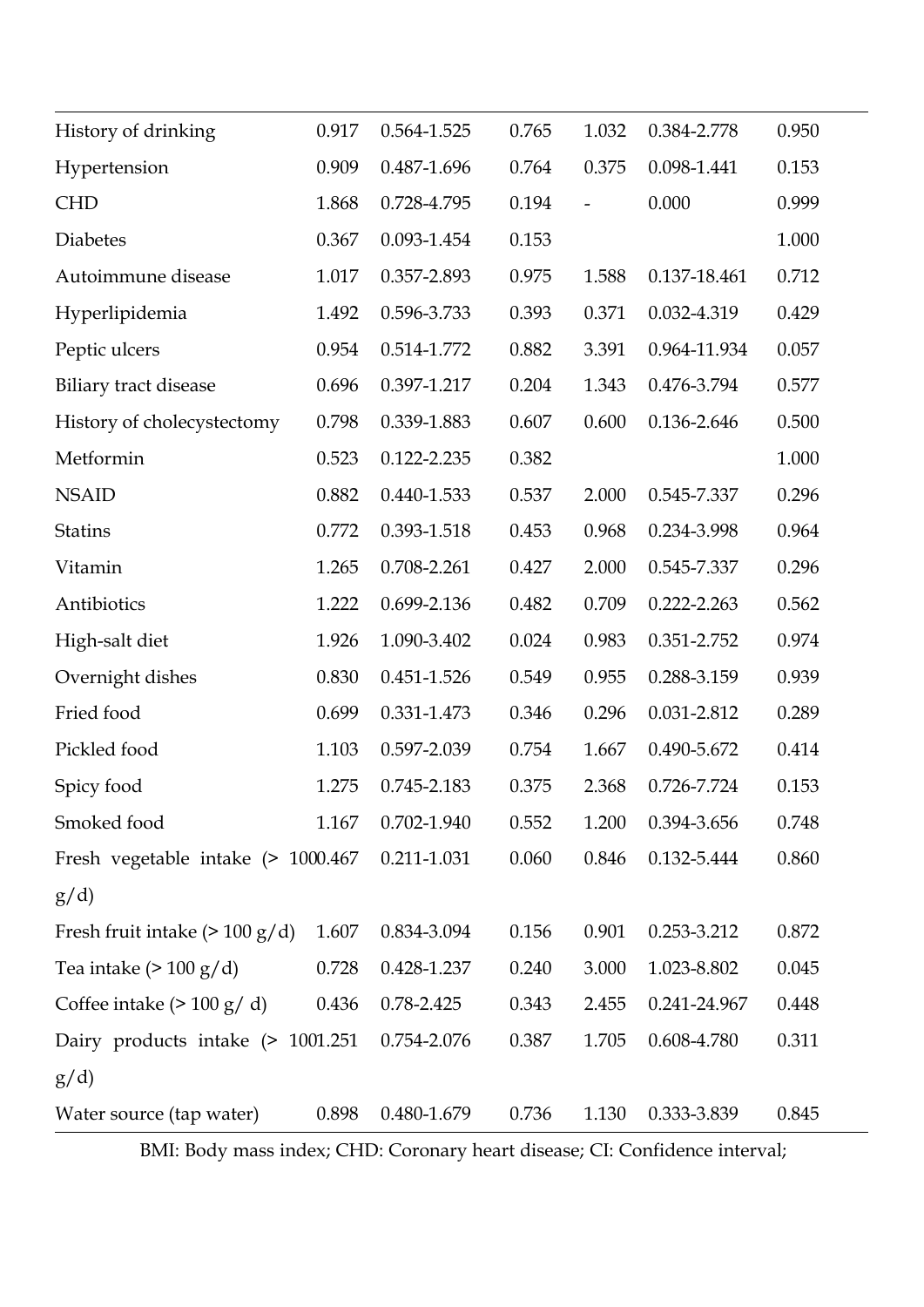| | | | | | | |
|---|---|---|---|---|---|---|
| History of drinking | 0.917 | 0.564-1.525 | 0.765 | 1.032 | 0.384-2.778 | 0.950 |
| Hypertension | 0.909 | 0.487-1.696 | 0.764 | 0.375 | 0.098-1.441 | 0.153 |
| CHD | 1.868 | 0.728-4.795 | 0.194 | - | 0.000 | 0.999 |
| Diabetes | 0.367 | 0.093-1.454 | 0.153 | | | 1.000 |
| Autoimmune disease | 1.017 | 0.357-2.893 | 0.975 | 1.588 | 0.137-18.461 | 0.712 |
| Hyperlipidemia | 1.492 | 0.596-3.733 | 0.393 | 0.371 | 0.032-4.319 | 0.429 |
| Peptic ulcers | 0.954 | 0.514-1.772 | 0.882 | 3.391 | 0.964-11.934 | 0.057 |
| Biliary tract disease | 0.696 | 0.397-1.217 | 0.204 | 1.343 | 0.476-3.794 | 0.577 |
| History of cholecystectomy | 0.798 | 0.339-1.883 | 0.607 | 0.600 | 0.136-2.646 | 0.500 |
| Metformin | 0.523 | 0.122-2.235 | 0.382 | | | 1.000 |
| NSAID | 0.882 | 0.440-1.533 | 0.537 | 2.000 | 0.545-7.337 | 0.296 |
| Statins | 0.772 | 0.393-1.518 | 0.453 | 0.968 | 0.234-3.998 | 0.964 |
| Vitamin | 1.265 | 0.708-2.261 | 0.427 | 2.000 | 0.545-7.337 | 0.296 |
| Antibiotics | 1.222 | 0.699-2.136 | 0.482 | 0.709 | 0.222-2.263 | 0.562 |
| High-salt diet | 1.926 | 1.090-3.402 | 0.024 | 0.983 | 0.351-2.752 | 0.974 |
| Overnight dishes | 0.830 | 0.451-1.526 | 0.549 | 0.955 | 0.288-3.159 | 0.939 |
| Fried food | 0.699 | 0.331-1.473 | 0.346 | 0.296 | 0.031-2.812 | 0.289 |
| Pickled food | 1.103 | 0.597-2.039 | 0.754 | 1.667 | 0.490-5.672 | 0.414 |
| Spicy food | 1.275 | 0.745-2.183 | 0.375 | 2.368 | 0.726-7.724 | 0.153 |
| Smoked food | 1.167 | 0.702-1.940 | 0.552 | 1.200 | 0.394-3.656 | 0.748 |
| Fresh vegetable intake (> 100 g/d) | 0.467 | 0.211-1.031 | 0.060 | 0.846 | 0.132-5.444 | 0.860 |
| Fresh fruit intake (> 100 g/d) | 1.607 | 0.834-3.094 | 0.156 | 0.901 | 0.253-3.212 | 0.872 |
| Tea intake (> 100 g/d) | 0.728 | 0.428-1.237 | 0.240 | 3.000 | 1.023-8.802 | 0.045 |
| Coffee intake (> 100 g/ d) | 0.436 | 0.78-2.425 | 0.343 | 2.455 | 0.241-24.967 | 0.448 |
| Dairy products intake (> 100 g/d) | 1.251 | 0.754-2.076 | 0.387 | 1.705 | 0.608-4.780 | 0.311 |
| Water source (tap water) | 0.898 | 0.480-1.679 | 0.736 | 1.130 | 0.333-3.839 | 0.845 |

BMI: Body mass index; CHD: Coronary heart disease; CI: Confidence interval;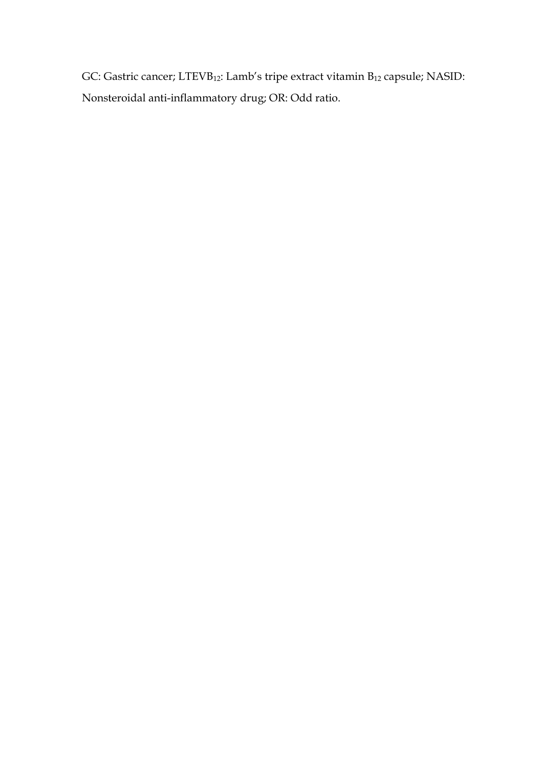GC: Gastric cancer; $LTEVB_{12}$: Lamb's tripe extract vitamin $B_{12}$ capsule; NASID: Nonsteroidal anti-inflammatory drug; OR: Odd ratio.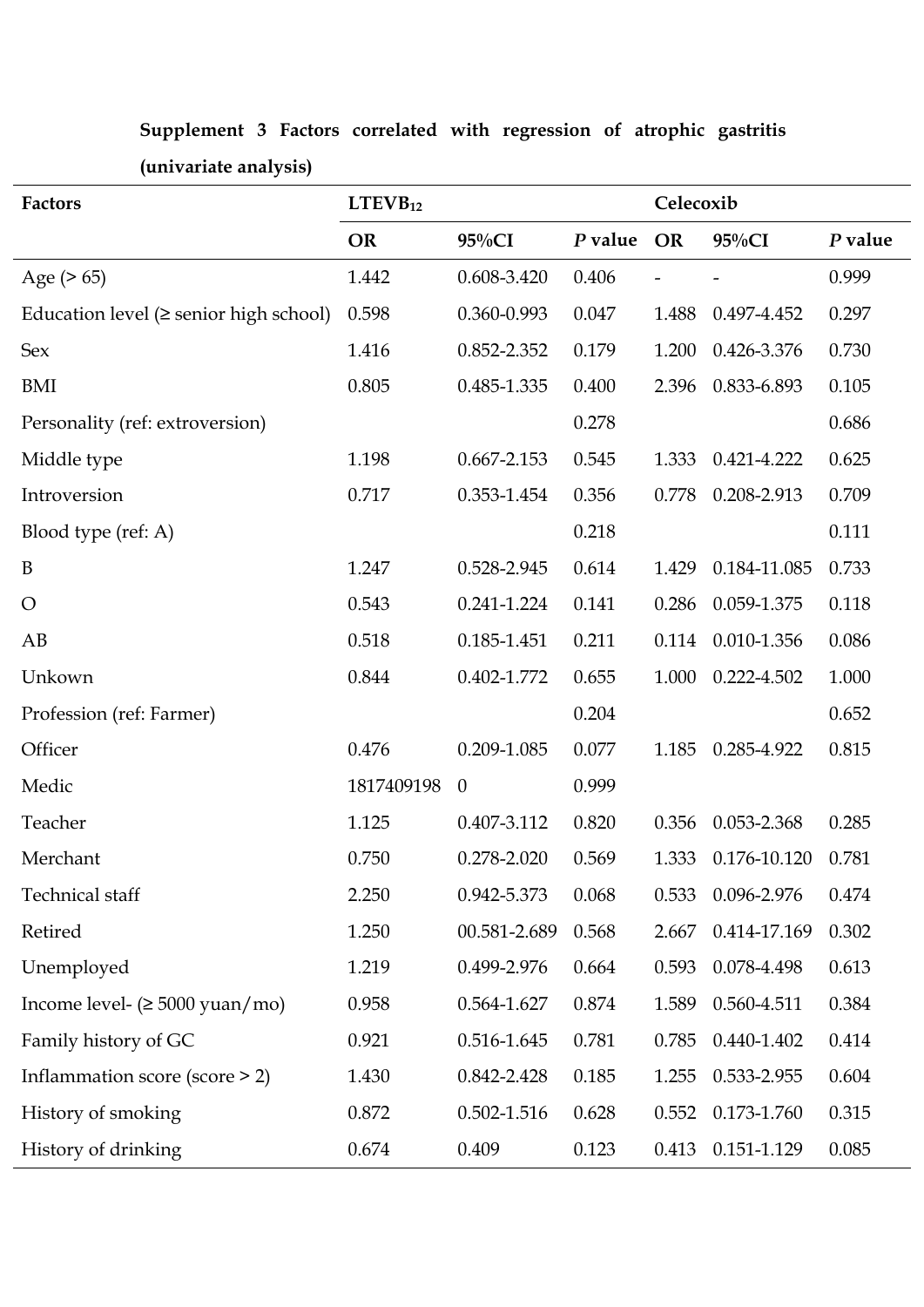**Supplement 3 Factors correlated with regression of atrophic gastritis (univariate analysis)**

| Factors | $LTEVB_{12}$ | | | Celecoxib | | |
|---|---|---|---|---|---|---|
| | **OR** | **95%CI** | ***P* value** | **OR** | **95%CI** | ***P* value** |
| Age (> 65) | 1.442 | 0.608-3.420 | 0.406 | - | - | 0.999 |
| Education level (≥ senior high school) | 0.598 | 0.360-0.993 | 0.047 | 1.488 | 0.497-4.452 | 0.297 |
| Sex | 1.416 | 0.852-2.352 | 0.179 | 1.200 | 0.426-3.376 | 0.730 |
| BMI | 0.805 | 0.485-1.335 | 0.400 | 2.396 | 0.833-6.893 | 0.105 |
| Personality (ref: extroversion) | | | 0.278 | | | 0.686 |
| Middle type | 1.198 | 0.667-2.153 | 0.545 | 1.333 | 0.421-4.222 | 0.625 |
| Introversion | 0.717 | 0.353-1.454 | 0.356 | 0.778 | 0.208-2.913 | 0.709 |
| Blood type (ref: A) | | | 0.218 | | | 0.111 |
| B | 1.247 | 0.528-2.945 | 0.614 | 1.429 | 0.184-11.085 | 0.733 |
| O | 0.543 | 0.241-1.224 | 0.141 | 0.286 | 0.059-1.375 | 0.118 |
| AB | 0.518 | 0.185-1.451 | 0.211 | 0.114 | 0.010-1.356 | 0.086 |
| Unkown | 0.844 | 0.402-1.772 | 0.655 | 1.000 | 0.222-4.502 | 1.000 |
| Profession (ref: Farmer) | | | 0.204 | | | 0.652 |
| Officer | 0.476 | 0.209-1.085 | 0.077 | 1.185 | 0.285-4.922 | 0.815 |
| Medic | 1817409198 | 0 | 0.999 | | | |
| Teacher | 1.125 | 0.407-3.112 | 0.820 | 0.356 | 0.053-2.368 | 0.285 |
| Merchant | 0.750 | 0.278-2.020 | 0.569 | 1.333 | 0.176-10.120 | 0.781 |
| Technical staff | 2.250 | 0.942-5.373 | 0.068 | 0.533 | 0.096-2.976 | 0.474 |
| Retired | 1.250 | 00.581-2.689 | 0.568 | 2.667 | 0.414-17.169 | 0.302 |
| Unemployed | 1.219 | 0.499-2.976 | 0.664 | 0.593 | 0.078-4.498 | 0.613 |
| Income level- (≥ 5000 yuan/mo) | 0.958 | 0.564-1.627 | 0.874 | 1.589 | 0.560-4.511 | 0.384 |
| Family history of GC | 0.921 | 0.516-1.645 | 0.781 | 0.785 | 0.440-1.402 | 0.414 |
| Inflammation score (score > 2) | 1.430 | 0.842-2.428 | 0.185 | 1.255 | 0.533-2.955 | 0.604 |
| History of smoking | 0.872 | 0.502-1.516 | 0.628 | 0.552 | 0.173-1.760 | 0.315 |
| History of drinking | 0.674 | 0.409 | 0.123 | 0.413 | 0.151-1.129 | 0.085 |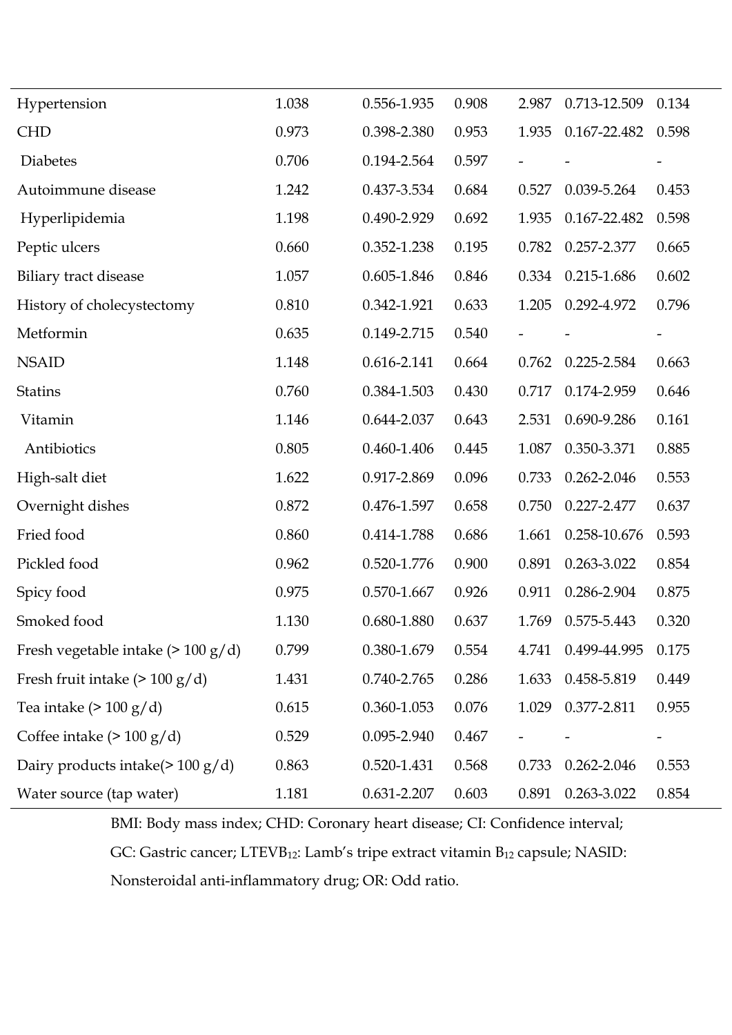| | | | | | | |
|---|---|---|---|---|---|---|
| Hypertension | 1.038 | 0.556-1.935 | 0.908 | 2.987 | 0.713-12.509 | 0.134 |
| CHD | 0.973 | 0.398-2.380 | 0.953 | 1.935 | 0.167-22.482 | 0.598 |
| Diabetes | 0.706 | 0.194-2.564 | 0.597 | - | - | - |
| Autoimmune disease | 1.242 | 0.437-3.534 | 0.684 | 0.527 | 0.039-5.264 | 0.453 |
| Hyperlipidemia | 1.198 | 0.490-2.929 | 0.692 | 1.935 | 0.167-22.482 | 0.598 |
| Peptic ulcers | 0.660 | 0.352-1.238 | 0.195 | 0.782 | 0.257-2.377 | 0.665 |
| Biliary tract disease | 1.057 | 0.605-1.846 | 0.846 | 0.334 | 0.215-1.686 | 0.602 |
| History of cholecystectomy | 0.810 | 0.342-1.921 | 0.633 | 1.205 | 0.292-4.972 | 0.796 |
| Metformin | 0.635 | 0.149-2.715 | 0.540 | - | - | - |
| NSAID | 1.148 | 0.616-2.141 | 0.664 | 0.762 | 0.225-2.584 | 0.663 |
| Statins | 0.760 | 0.384-1.503 | 0.430 | 0.717 | 0.174-2.959 | 0.646 |
| Vitamin | 1.146 | 0.644-2.037 | 0.643 | 2.531 | 0.690-9.286 | 0.161 |
| Antibiotics | 0.805 | 0.460-1.406 | 0.445 | 1.087 | 0.350-3.371 | 0.885 |
| High-salt diet | 1.622 | 0.917-2.869 | 0.096 | 0.733 | 0.262-2.046 | 0.553 |
| Overnight dishes | 0.872 | 0.476-1.597 | 0.658 | 0.750 | 0.227-2.477 | 0.637 |
| Fried food | 0.860 | 0.414-1.788 | 0.686 | 1.661 | 0.258-10.676 | 0.593 |
| Pickled food | 0.962 | 0.520-1.776 | 0.900 | 0.891 | 0.263-3.022 | 0.854 |
| Spicy food | 0.975 | 0.570-1.667 | 0.926 | 0.911 | 0.286-2.904 | 0.875 |
| Smoked food | 1.130 | 0.680-1.880 | 0.637 | 1.769 | 0.575-5.443 | 0.320 |
| Fresh vegetable intake (> 100 g/d) | 0.799 | 0.380-1.679 | 0.554 | 4.741 | 0.499-44.995 | 0.175 |
| Fresh fruit intake (> 100 g/d) | 1.431 | 0.740-2.765 | 0.286 | 1.633 | 0.458-5.819 | 0.449 |
| Tea intake (> 100 g/d) | 0.615 | 0.360-1.053 | 0.076 | 1.029 | 0.377-2.811 | 0.955 |
| Coffee intake (> 100 g/d) | 0.529 | 0.095-2.940 | 0.467 | - | - | - |
| Dairy products intake(> 100 g/d) | 0.863 | 0.520-1.431 | 0.568 | 0.733 | 0.262-2.046 | 0.553 |
| Water source (tap water) | 1.181 | 0.631-2.207 | 0.603 | 0.891 | 0.263-3.022 | 0.854 |

BMI: Body mass index; CHD: Coronary heart disease; CI: Confidence interval; GC: Gastric cancer; $LTEVB_{12}$: Lamb's tripe extract vitamin $B_{12}$ capsule; NASID: Nonsteroidal anti-inflammatory drug; OR: Odd ratio.